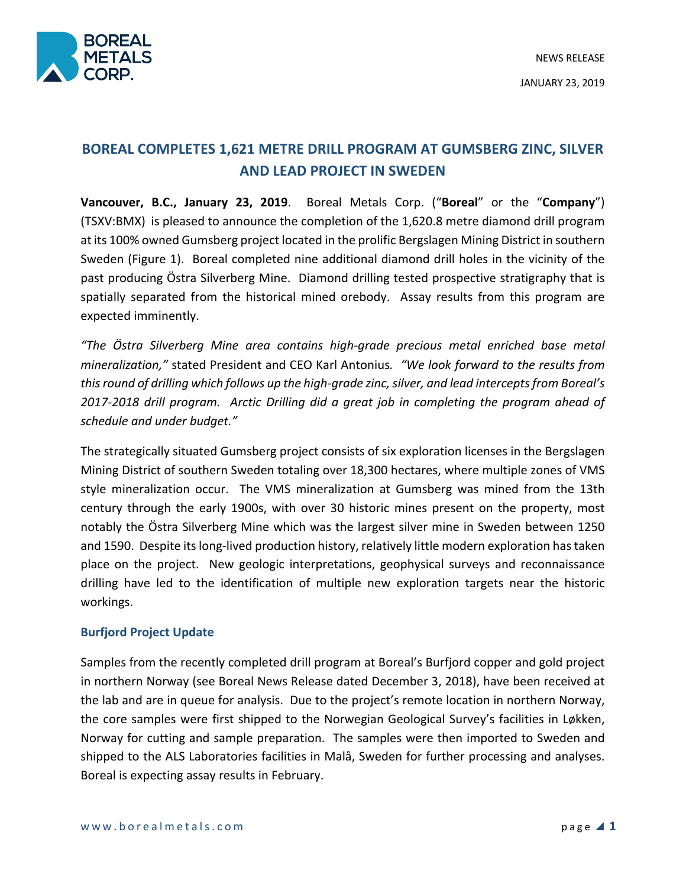NEWS RELEASE

JANUARY 23, 2019

# BOREAL COMPLETES 1,621 METRE DRILL PROGRAM AT GUMSBERG ZINC, SILVER AND LEAD PROJECT IN SWEDEN

**Vancouver, B.C., January 23, 2019**. Boreal Metals Corp. ("**Boreal**" or the "**Company**") (TSXV:BMX) is pleased to announce the completion of the 1,620.8 metre diamond drill program at its 100% owned Gumsberg project located in the prolific Bergslagen Mining District in southern Sweden (Figure 1). Boreal completed nine additional diamond drill holes in the vicinity of the past producing Östra Silverberg Mine. Diamond drilling tested prospective stratigraphy that is spatially separated from the historical mined orebody. Assay results from this program are expected imminently.

*"The Östra Silverberg Mine area contains high-grade precious metal enriched base metal mineralization,"* stated President and CEO Karl Antonius*. "We look forward to the results from this round of drilling which follows up the high-grade zinc, silver, and lead intercepts from Boreal's 2017-2018 drill program. Arctic Drilling did a great job in completing the program ahead of schedule and under budget."*

The strategically situated Gumsberg project consists of six exploration licenses in the Bergslagen Mining District of southern Sweden totaling over 18,300 hectares, where multiple zones of VMS style mineralization occur. The VMS mineralization at Gumsberg was mined from the 13th century through the early 1900s, with over 30 historic mines present on the property, most notably the Östra Silverberg Mine which was the largest silver mine in Sweden between 1250 and 1590. Despite its long-lived production history, relatively little modern exploration has taken place on the project. New geologic interpretations, geophysical surveys and reconnaissance drilling have led to the identification of multiple new exploration targets near the historic workings.

## Burfjord Project Update

Samples from the recently completed drill program at Boreal's Burfjord copper and gold project in northern Norway (see Boreal News Release dated December 3, 2018), have been received at the lab and are in queue for analysis. Due to the project's remote location in northern Norway, the core samples were first shipped to the Norwegian Geological Survey's facilities in Løkken, Norway for cutting and sample preparation. The samples were then imported to Sweden and shipped to the ALS Laboratories facilities in Malå, Sweden for further processing and analyses. Boreal is expecting assay results in February.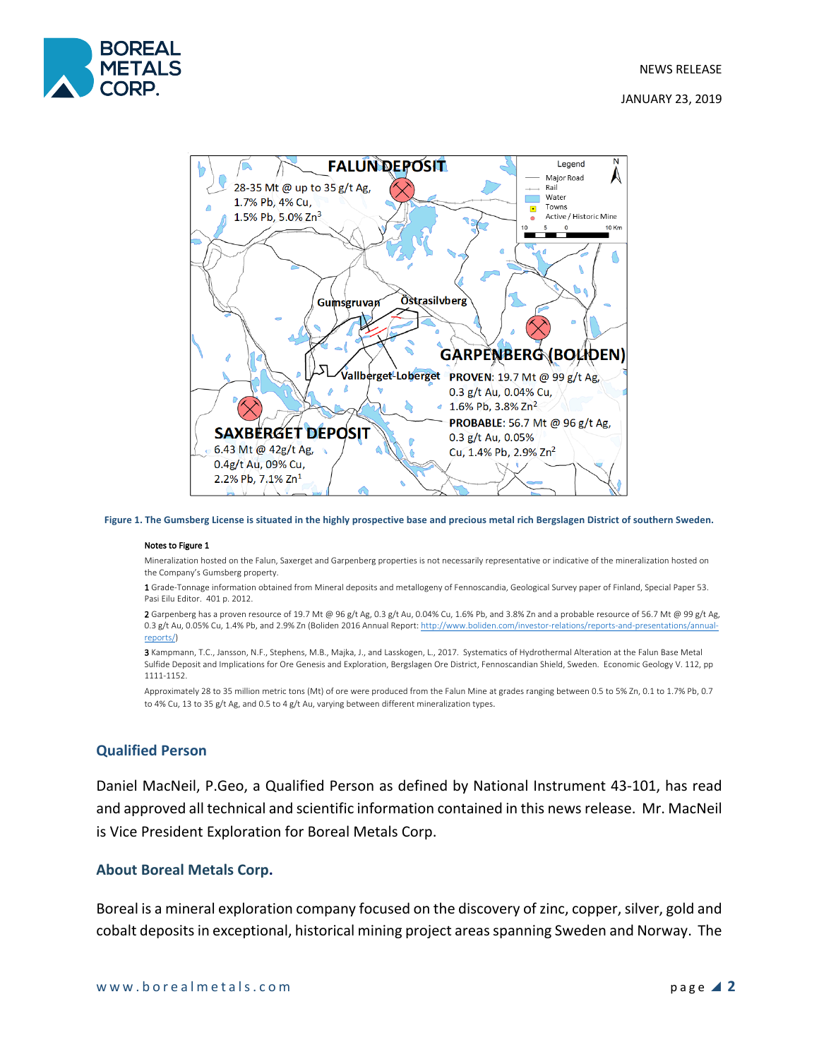**Figure 1. The Gumsberg License is situated in the highly prospective base and precious metal rich Bergslagen District of southern Sweden.**

Notes to Figure 1

Mineralization hosted on the Falun, Saxerget and Garpenberg properties is not necessarily representative or indicative of the mineralization hosted on the Company's Gumsberg property.

**1** Grade-Tonnage information obtained from Mineral deposits and metallogeny of Fennoscandia, Geological Survey paper of Finland, Special Paper 53. Pasi Eilu Editor. 401 p. 2012.

**2** Garpenberg has a proven resource of 19.7 Mt @ 96 g/t Ag, 0.3 g/t Au, 0.04% Cu, 1.6% Pb, and 3.8% Zn and a probable resource of 56.7 Mt @ 99 g/t Ag, 0.3 g/t Au, 0.05% Cu, 1.4% Pb, and 2.9% Zn (Boliden 2016 Annual Report: http://www.boliden.com/investor-relations/reports-and-presentations/annual-reports/)

**3** Kampmann, T.C., Jansson, N.F., Stephens, M.B., Majka, J., and Lasskogen, L., 2017. Systematics of Hydrothermal Alteration at the Falun Base Metal Sulfide Deposit and Implications for Ore Genesis and Exploration, Bergslagen Ore District, Fennoscandian Shield, Sweden. Economic Geology V. 112, pp 1111-1152.

Approximately 28 to 35 million metric tons (Mt) of ore were produced from the Falun Mine at grades ranging between 0.5 to 5% Zn, 0.1 to 1.7% Pb, 0.7 to 4% Cu, 13 to 35 g/t Ag, and 0.5 to 4 g/t Au, varying between different mineralization types.

## Qualified Person

Daniel MacNeil, P.Geo, a Qualified Person as defined by National Instrument 43-101, has read and approved all technical and scientific information contained in this news release. Mr. MacNeil is Vice President Exploration for Boreal Metals Corp.

## About Boreal Metals Corp.

Boreal is a mineral exploration company focused on the discovery of zinc, copper, silver, gold and cobalt deposits in exceptional, historical mining project areas spanning Sweden and Norway. The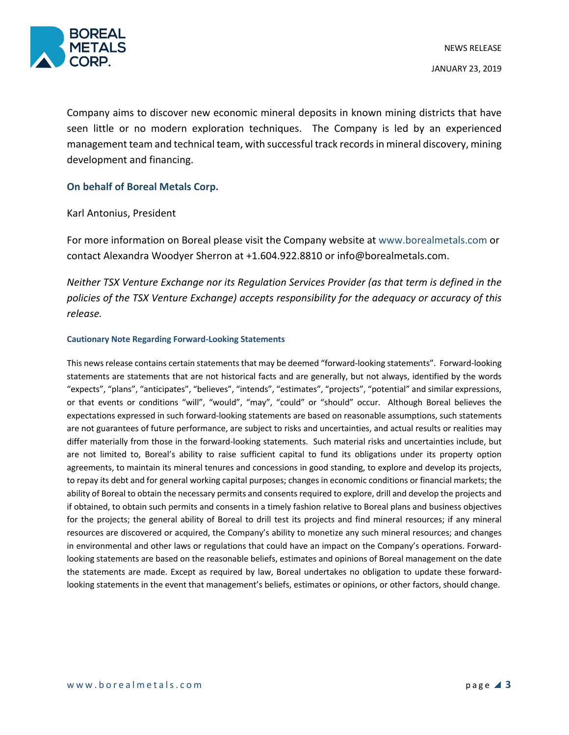Company aims to discover new economic mineral deposits in known mining districts that have seen little or no modern exploration techniques. The Company is led by an experienced management team and technical team, with successful track records in mineral discovery, mining development and financing.

**On behalf of Boreal Metals Corp.**

Karl Antonius, President

For more information on Boreal please visit the Company website at www.borealmetals.com or contact Alexandra Woodyer Sherron at +1.604.922.8810 or info@borealmetals.com.

*Neither TSX Venture Exchange nor its Regulation Services Provider (as that term is defined in the policies of the TSX Venture Exchange) accepts responsibility for the adequacy or accuracy of this release.*

#### Cautionary Note Regarding Forward-Looking Statements

This news release contains certain statements that may be deemed "forward-looking statements". Forward-looking statements are statements that are not historical facts and are generally, but not always, identified by the words "expects", "plans", "anticipates", "believes", "intends", "estimates", "projects", "potential" and similar expressions, or that events or conditions "will", "would", "may", "could" or "should" occur. Although Boreal believes the expectations expressed in such forward-looking statements are based on reasonable assumptions, such statements are not guarantees of future performance, are subject to risks and uncertainties, and actual results or realities may differ materially from those in the forward-looking statements. Such material risks and uncertainties include, but are not limited to, Boreal's ability to raise sufficient capital to fund its obligations under its property option agreements, to maintain its mineral tenures and concessions in good standing, to explore and develop its projects, to repay its debt and for general working capital purposes; changes in economic conditions or financial markets; the ability of Boreal to obtain the necessary permits and consents required to explore, drill and develop the projects and if obtained, to obtain such permits and consents in a timely fashion relative to Boreal plans and business objectives for the projects; the general ability of Boreal to drill test its projects and find mineral resources; if any mineral resources are discovered or acquired, the Company's ability to monetize any such mineral resources; and changes in environmental and other laws or regulations that could have an impact on the Company's operations. Forward-looking statements are based on the reasonable beliefs, estimates and opinions of Boreal management on the date the statements are made. Except as required by law, Boreal undertakes no obligation to update these forward-looking statements in the event that management's beliefs, estimates or opinions, or other factors, should change.